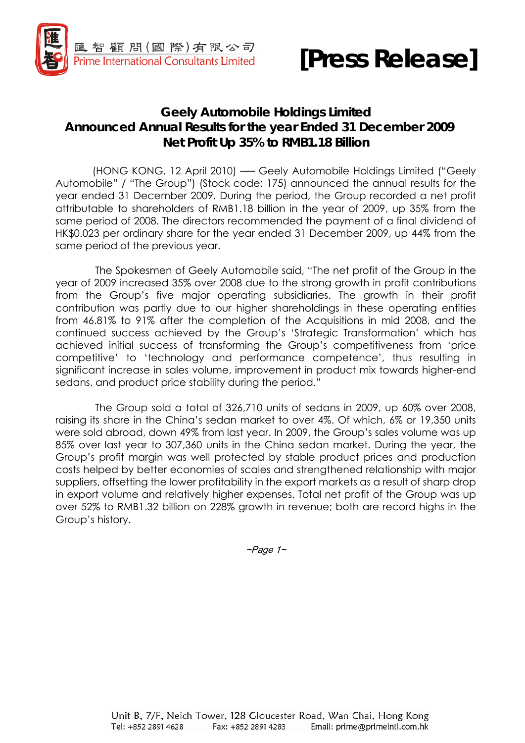匯智顧問(國際)有限公司
Prime International Consultants Limited

# [Press Release]

## Geely Automobile Holdings Limited
## Announced Annual Results for the year Ended 31 December 2009
## Net Profit Up 35% to RMB1.18 Billion

(HONG KONG, 12 April 2010) –– Geely Automobile Holdings Limited ("Geely Automobile" / "The Group") (Stock code: 175) announced the annual results for the year ended 31 December 2009. During the period, the Group recorded a net profit attributable to shareholders of RMB1.18 billion in the year of 2009, up 35% from the same period of 2008. The directors recommended the payment of a final dividend of HK$0.023 per ordinary share for the year ended 31 December 2009, up 44% from the same period of the previous year.

The Spokesmen of Geely Automobile said, "The net profit of the Group in the year of 2009 increased 35% over 2008 due to the strong growth in profit contributions from the Group's five major operating subsidiaries. The growth in their profit contribution was partly due to our higher shareholdings in these operating entities from 46.81% to 91% after the completion of the Acquisitions in mid 2008, and the continued success achieved by the Group's 'Strategic Transformation' which has achieved initial success of transforming the Group's competitiveness from 'price competitive' to 'technology and performance competence', thus resulting in significant increase in sales volume, improvement in product mix towards higher-end sedans, and product price stability during the period."

The Group sold a total of 326,710 units of sedans in 2009, up 60% over 2008, raising its share in the China's sedan market to over 4%. Of which, 6% or 19,350 units were sold abroad, down 49% from last year. In 2009, the Group's sales volume was up 85% over last year to 307,360 units in the China sedan market. During the year, the Group's profit margin was well protected by stable product prices and production costs helped by better economies of scales and strengthened relationship with major suppliers, offsetting the lower profitability in the export markets as a result of sharp drop in export volume and relatively higher expenses. Total net profit of the Group was up over 52% to RMB1.32 billion on 228% growth in revenue; both are record highs in the Group's history.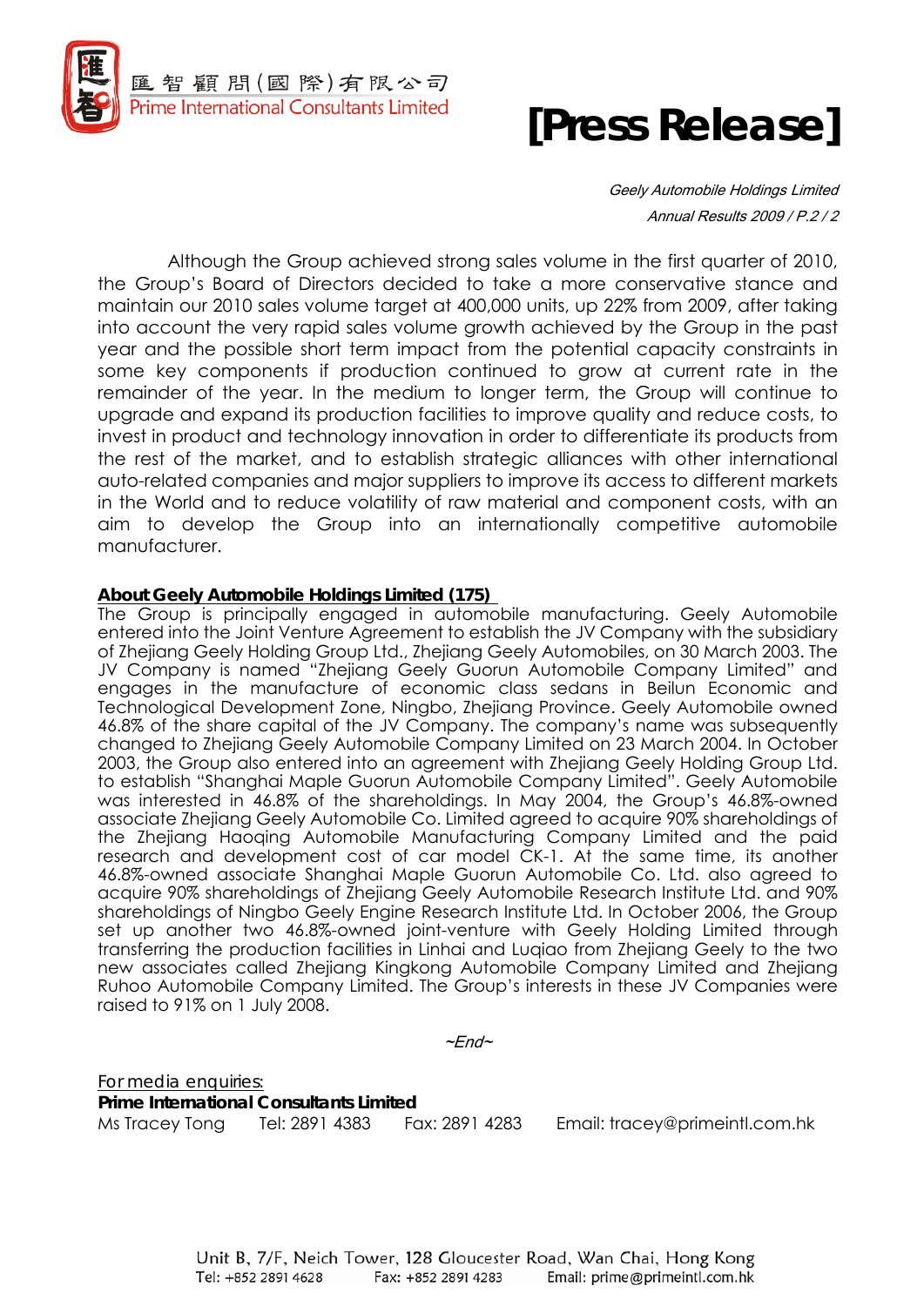Although the Group achieved strong sales volume in the first quarter of 2010, the Group's Board of Directors decided to take a more conservative stance and maintain our 2010 sales volume target at 400,000 units, up 22% from 2009, after taking into account the very rapid sales volume growth achieved by the Group in the past year and the possible short term impact from the potential capacity constraints in some key components if production continued to grow at current rate in the remainder of the year. In the medium to longer term, the Group will continue to upgrade and expand its production facilities to improve quality and reduce costs, to invest in product and technology innovation in order to differentiate its products from the rest of the market, and to establish strategic alliances with other international auto-related companies and major suppliers to improve its access to different markets in the World and to reduce volatility of raw material and component costs, with an aim to develop the Group into an internationally competitive automobile manufacturer.

**About Geely Automobile Holdings Limited (175)**

The Group is principally engaged in automobile manufacturing. Geely Automobile entered into the Joint Venture Agreement to establish the JV Company with the subsidiary of Zhejiang Geely Holding Group Ltd., Zhejiang Geely Automobiles, on 30 March 2003. The JV Company is named "Zhejiang Geely Guorun Automobile Company Limited" and engages in the manufacture of economic class sedans in Beilun Economic and Technological Development Zone, Ningbo, Zhejiang Province. Geely Automobile owned 46.8% of the share capital of the JV Company. The company's name was subsequently changed to Zhejiang Geely Automobile Company Limited on 23 March 2004. In October 2003, the Group also entered into an agreement with Zhejiang Geely Holding Group Ltd. to establish "Shanghai Maple Guorun Automobile Company Limited". Geely Automobile was interested in 46.8% of the shareholdings. In May 2004, the Group's 46.8%-owned associate Zhejiang Geely Automobile Co. Limited agreed to acquire 90% shareholdings of the Zhejiang Haoqing Automobile Manufacturing Company Limited and the paid research and development cost of car model CK-1. At the same time, its another 46.8%-owned associate Shanghai Maple Guorun Automobile Co. Ltd. also agreed to acquire 90% shareholdings of Zhejiang Geely Automobile Research Institute Ltd. and 90% shareholdings of Ningbo Geely Engine Research Institute Ltd. In October 2006, the Group set up another two 46.8%-owned joint-venture with Geely Holding Limited through transferring the production facilities in Linhai and Luqiao from Zhejiang Geely to the two new associates called Zhejiang Kingkong Automobile Company Limited and Zhejiang Ruhoo Automobile Company Limited. The Group's interests in these JV Companies were raised to 91% on 1 July 2008.

*~End~*

For media enquiries:

**Prime International Consultants Limited**

Ms Tracey Tong    Tel: 2891 4383    Fax: 2891 4283    Email: tracey@primeintl.com.hk